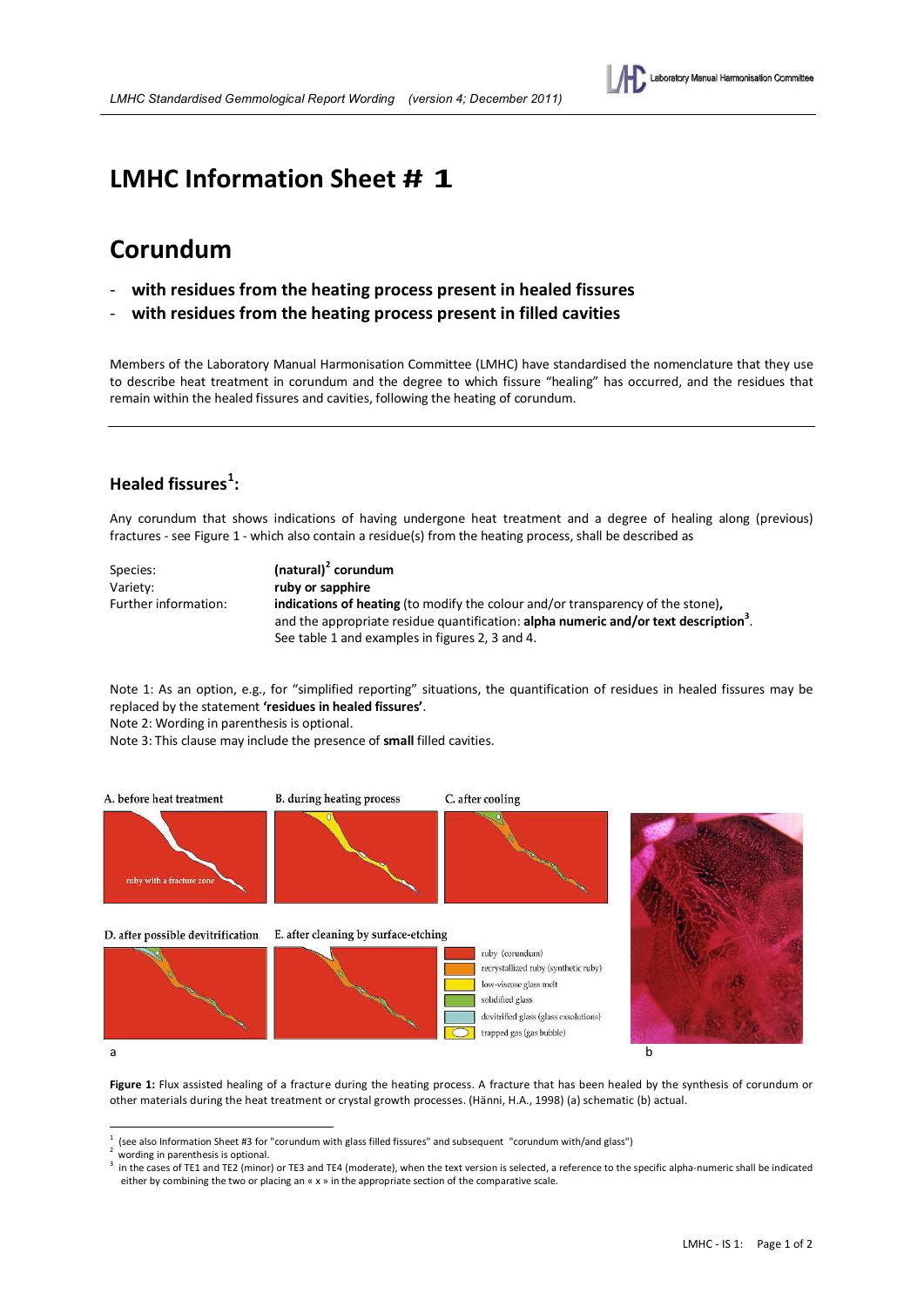# LMHC Information Sheet # 1

# Corundum

- **with residues from the heating process present in healed fissures**
- **with residues from the heating process present in filled cavities**

Members of the Laboratory Manual Harmonisation Committee (LMHC) have standardised the nomenclature that they use to describe heat treatment in corundum and the degree to which fissure "healing" has occurred, and the residues that remain within the healed fissures and cavities, following the heating of corundum.

## Healed fissures[1]:

Any corundum that shows indications of having undergone heat treatment and a degree of healing along (previous) fractures - see Figure 1 - which also contain a residue(s) from the heating process, shall be described as

| | |
|---|---|
| Species: | **(natural)[2] corundum** |
| Variety: | **ruby or sapphire** |
| Further information: | **indications of heating** (to modify the colour and/or transparency of the stone)**,** and the appropriate residue quantification: **alpha numeric and/or text description[3]**. See table 1 and examples in figures 2, 3 and 4. |

Note 1: As an option, e.g., for "simplified reporting" situations, the quantification of residues in healed fissures may be replaced by the statement **'residues in healed fissures'**.

Note 2: Wording in parenthesis is optional.

Note 3: This clause may include the presence of **small** filled cavities.

A. before heat treatment  B. during heating process  C. after cooling

D. after possible devitrification  E. after cleaning by surface-etching

ruby with a fracture zone

ruby (corundum); recrystallized ruby (synthetic ruby); low-viscose glass melt; solidified glass; devitrified glass (glass exsolutions); trapped gas (gas bubble)

a  b

**Figure 1:** Flux assisted healing of a fracture during the heating process. A fracture that has been healed by the synthesis of corundum or other materials during the heat treatment or crystal growth processes. (Hänni, H.A., 1998) (a) schematic (b) actual.

---

[1] (see also Information Sheet #3 for "corundum with glass filled fissures" and subsequent "corundum with/and glass")

[2] wording in parenthesis is optional.

[3] in the cases of TE1 and TE2 (minor) or TE3 and TE4 (moderate), when the text version is selected, a reference to the specific alpha-numeric shall be indicated either by combining the two or placing an « x » in the appropriate section of the comparative scale.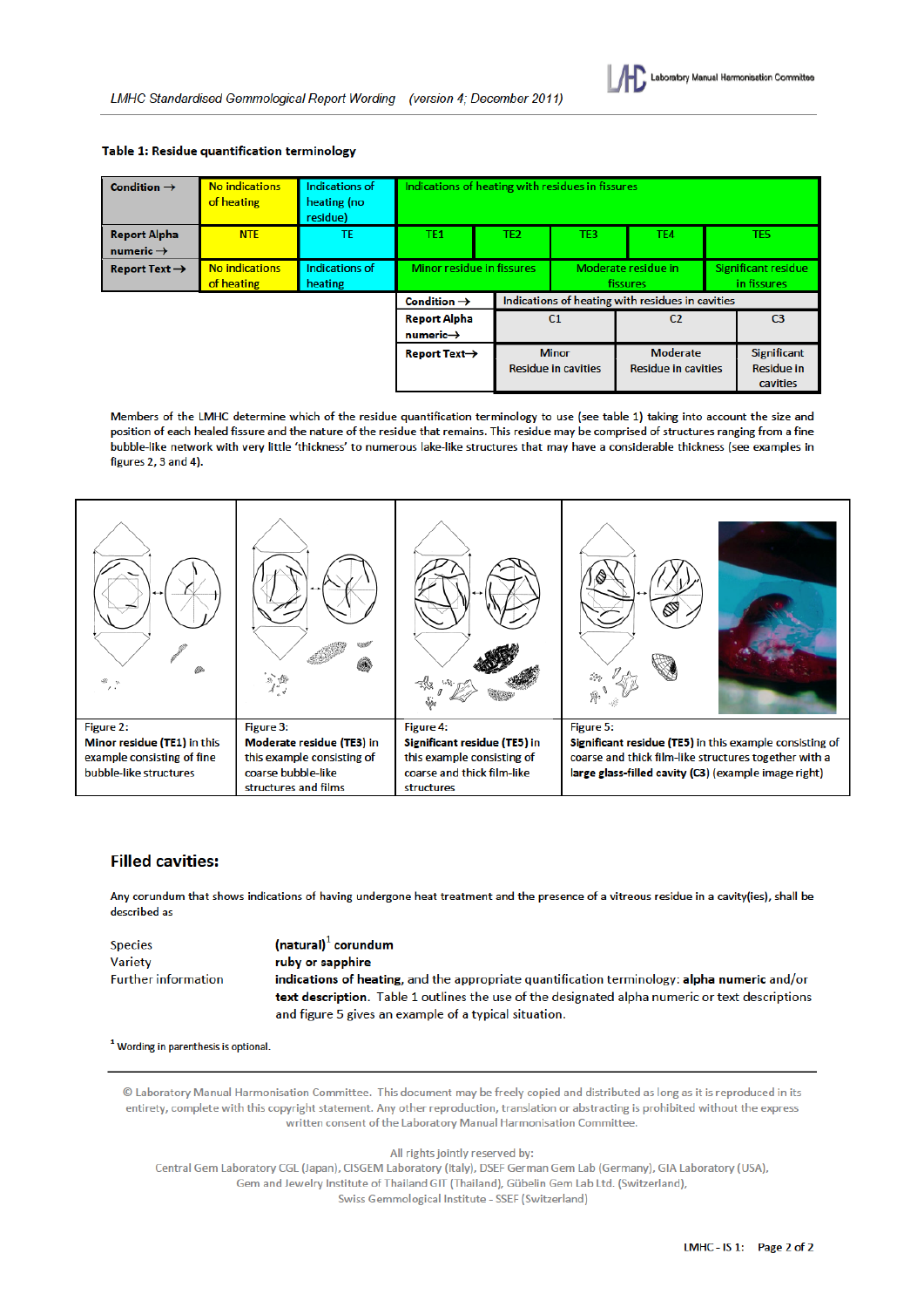**Table 1: Residue quantification terminology**

| Condition → | No indications of heating | Indications of heating (no residue) | Indications of heating with residues in fissures | | | | |
|---|---|---|---|---|---|---|---|
| Report Alpha numeric → | NTE | TE | TE1 | TE2 | TE3 | TE4 | TE5 |
| Report Text → | No indications of heating | Indications of heating | Minor residue in fissures | | Moderate residue in fissures | | Significant residue in fissures |

| Condition → | Indications of heating with residues in cavities | | |
|---|---|---|---|
| Report Alpha numeric→ | C1 | C2 | C3 |
| Report Text→ | Minor Residue in cavities | Moderate Residue in cavities | Significant Residue in cavities |

Members of the LMHC determine which of the residue quantification terminology to use (see table 1) taking into account the size and position of each healed fissure and the nature of the residue that remains. This residue may be comprised of structures ranging from a fine bubble-like network with very little 'thickness' to numerous lake-like structures that may have a considerable thickness (see examples in figures 2, 3 and 4).

Figure 2:
**Minor residue (TE1)** in this example consisting of fine bubble-like structures

Figure 3:
**Moderate residue (TE3)** in this example consisting of coarse bubble-like structures and films

Figure 4:
**Significant residue (TE5)** in this example consisting of coarse and thick film-like structures

Figure 5:
**Significant residue (TE5)** in this example consisting of coarse and thick film-like structures together with a **large glass-filled cavity (C3)** (example image right)

## Filled cavities:

Any corundum that shows indications of having undergone heat treatment and the presence of a vitreous residue in a cavity(ies), shall be described as

| | |
|---|---|
| Species | **(natural)**[1] **corundum** |
| Variety | **ruby or sapphire** |
| Further information | **indications of heating**, and the appropriate quantification terminology: **alpha numeric** and/or **text description**. Table 1 outlines the use of the designated alpha numeric or text descriptions and figure 5 gives an example of a typical situation. |

[1] Wording in parenthesis is optional.

© Laboratory Manual Harmonisation Committee. This document may be freely copied and distributed as long as it is reproduced in its entirety, complete with this copyright statement. Any other reproduction, translation or abstracting is prohibited without the express written consent of the Laboratory Manual Harmonisation Committee.

All rights jointly reserved by:
Central Gem Laboratory CGL (Japan), CISGEM Laboratory (Italy), DSEF German Gem Lab (Germany), GIA Laboratory (USA), Gem and Jewelry Institute of Thailand GIT (Thailand), Gübelin Gem Lab Ltd. (Switzerland), Swiss Gemmological Institute - SSEF (Switzerland)